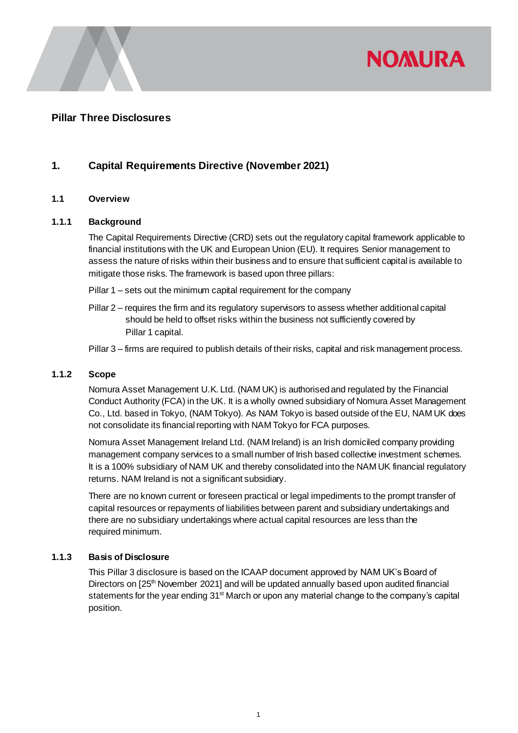## Pillar Three Disclosures

# 1. Capital Requirements Directive (November 2021)

## 1.1 Overview

### 1.1.1 Background

The Capital Requirements Directive (CRD) sets out the regulatory capital framework applicable to financial institutions with the UK and European Union (EU). It requires Senior management to assess the nature of risks within their business and to ensure that sufficient capital is available to mitigate those risks. The framework is based upon three pillars:

Pillar 1 – sets out the minimum capital requirement for the company

Pillar 2 – requires the firm and its regulatory supervisors to assess whether additional capital should be held to offset risks within the business not sufficiently covered by Pillar 1 capital.

Pillar 3 – firms are required to publish details of their risks, capital and risk management process.

### 1.1.2 Scope

Nomura Asset Management U.K. Ltd. (NAM UK) is authorised and regulated by the Financial Conduct Authority (FCA) in the UK. It is a wholly owned subsidiary of Nomura Asset Management Co., Ltd. based in Tokyo, (NAM Tokyo). As NAM Tokyo is based outside of the EU, NAM UK does not consolidate its financial reporting with NAM Tokyo for FCA purposes.

Nomura Asset Management Ireland Ltd. (NAM Ireland) is an Irish domiciled company providing management company services to a small number of Irish based collective investment schemes. It is a 100% subsidiary of NAM UK and thereby consolidated into the NAM UK financial regulatory returns. NAM Ireland is not a significant subsidiary.

There are no known current or foreseen practical or legal impediments to the prompt transfer of capital resources or repayments of liabilities between parent and subsidiary undertakings and there are no subsidiary undertakings where actual capital resources are less than the required minimum.

### 1.1.3 Basis of Disclosure

This Pillar 3 disclosure is based on the ICAAP document approved by NAM UK's Board of Directors on [25th November 2021] and will be updated annually based upon audited financial statements for the year ending 31st March or upon any material change to the company's capital position.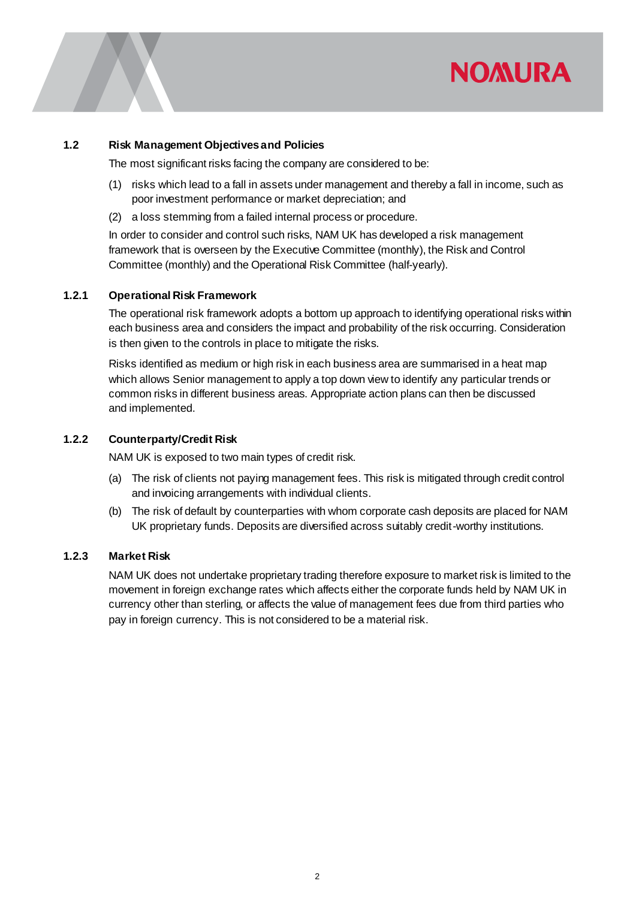### 1.2 Risk Management Objectives and Policies

The most significant risks facing the company are considered to be:

(1) risks which lead to a fall in assets under management and thereby a fall in income, such as poor investment performance or market depreciation; and

(2) a loss stemming from a failed internal process or procedure.

In order to consider and control such risks, NAM UK has developed a risk management framework that is overseen by the Executive Committee (monthly), the Risk and Control Committee (monthly) and the Operational Risk Committee (half-yearly).

#### 1.2.1 Operational Risk Framework

The operational risk framework adopts a bottom up approach to identifying operational risks within each business area and considers the impact and probability of the risk occurring. Consideration is then given to the controls in place to mitigate the risks.

Risks identified as medium or high risk in each business area are summarised in a heat map which allows Senior management to apply a top down view to identify any particular trends or common risks in different business areas. Appropriate action plans can then be discussed and implemented.

#### 1.2.2 Counterparty/Credit Risk

NAM UK is exposed to two main types of credit risk.

(a) The risk of clients not paying management fees. This risk is mitigated through credit control and invoicing arrangements with individual clients.

(b) The risk of default by counterparties with whom corporate cash deposits are placed for NAM UK proprietary funds. Deposits are diversified across suitably credit-worthy institutions.

#### 1.2.3 Market Risk

NAM UK does not undertake proprietary trading therefore exposure to market risk is limited to the movement in foreign exchange rates which affects either the corporate funds held by NAM UK in currency other than sterling, or affects the value of management fees due from third parties who pay in foreign currency. This is not considered to be a material risk.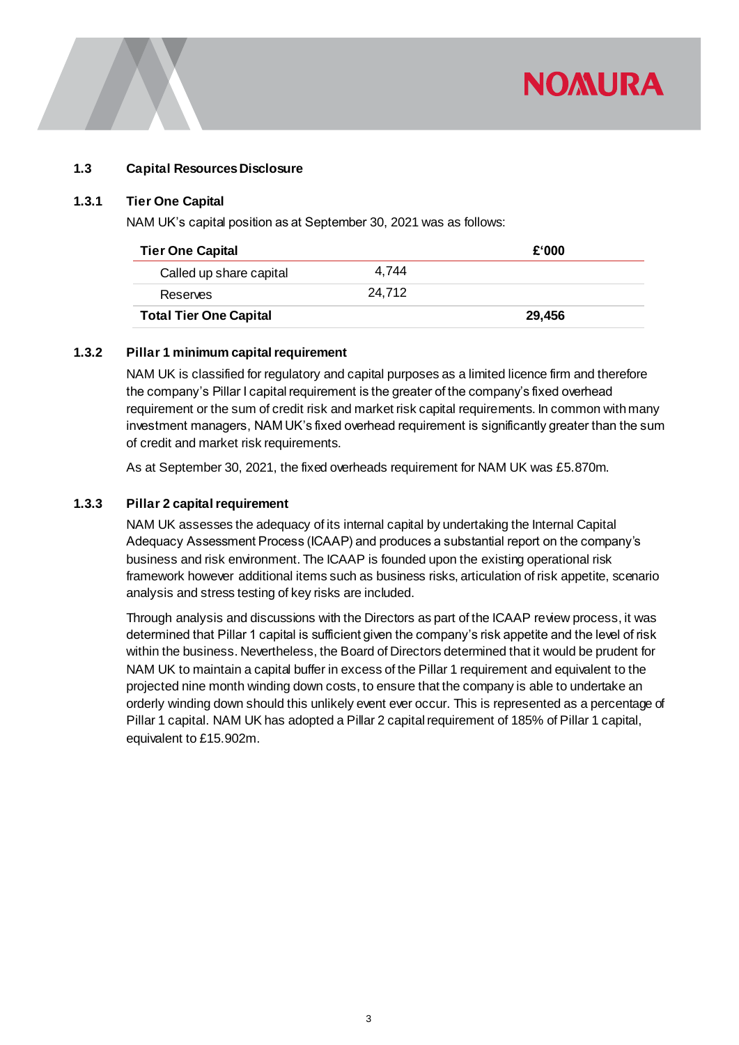## 1.3 Capital Resources Disclosure

### 1.3.1 Tier One Capital

NAM UK's capital position as at September 30, 2021 was as follows:

| Tier One Capital | | £'000 |
|---|---|---|
| Called up share capital | 4,744 | |
| Reserves | 24,712 | |
| **Total Tier One Capital** | | **29,456** |

### 1.3.2 Pillar 1 minimum capital requirement

NAM UK is classified for regulatory and capital purposes as a limited licence firm and therefore the company's Pillar I capital requirement is the greater of the company's fixed overhead requirement or the sum of credit risk and market risk capital requirements. In common with many investment managers, NAM UK's fixed overhead requirement is significantly greater than the sum of credit and market risk requirements.

As at September 30, 2021, the fixed overheads requirement for NAM UK was £5.870m.

### 1.3.3 Pillar 2 capital requirement

NAM UK assesses the adequacy of its internal capital by undertaking the Internal Capital Adequacy Assessment Process (ICAAP) and produces a substantial report on the company's business and risk environment. The ICAAP is founded upon the existing operational risk framework however additional items such as business risks, articulation of risk appetite, scenario analysis and stress testing of key risks are included.

Through analysis and discussions with the Directors as part of the ICAAP review process, it was determined that Pillar 1 capital is sufficient given the company's risk appetite and the level of risk within the business. Nevertheless, the Board of Directors determined that it would be prudent for NAM UK to maintain a capital buffer in excess of the Pillar 1 requirement and equivalent to the projected nine month winding down costs, to ensure that the company is able to undertake an orderly winding down should this unlikely event ever occur. This is represented as a percentage of Pillar 1 capital. NAM UK has adopted a Pillar 2 capital requirement of 185% of Pillar 1 capital, equivalent to £15.902m.